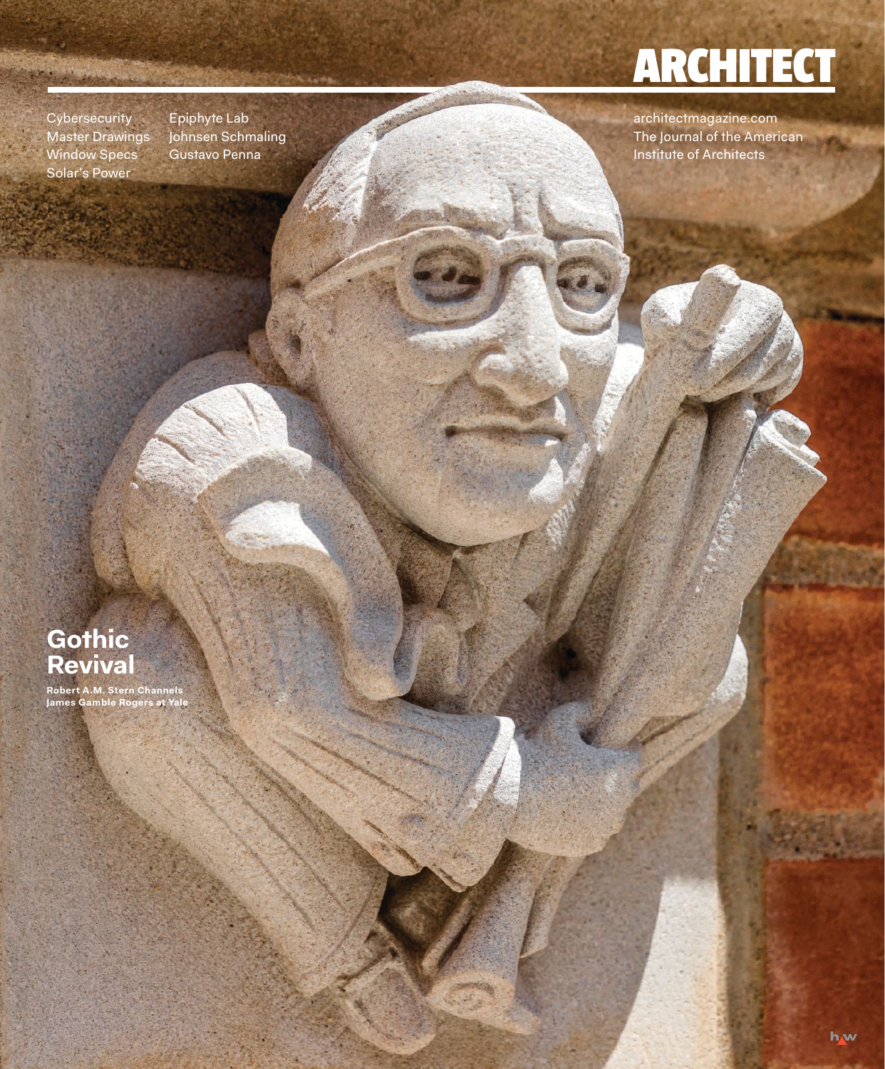# ARCHITECT

Cybersecurity
Master Drawings
Window Specs
Solar's Power

Epiphyte Lab
Johnsen Schmaling
Gustavo Penna

architectmagazine.com
The Journal of the American Institute of Architects

## Gothic Revival

**Robert A.M. Stern Channels James Gamble Rogers at Yale**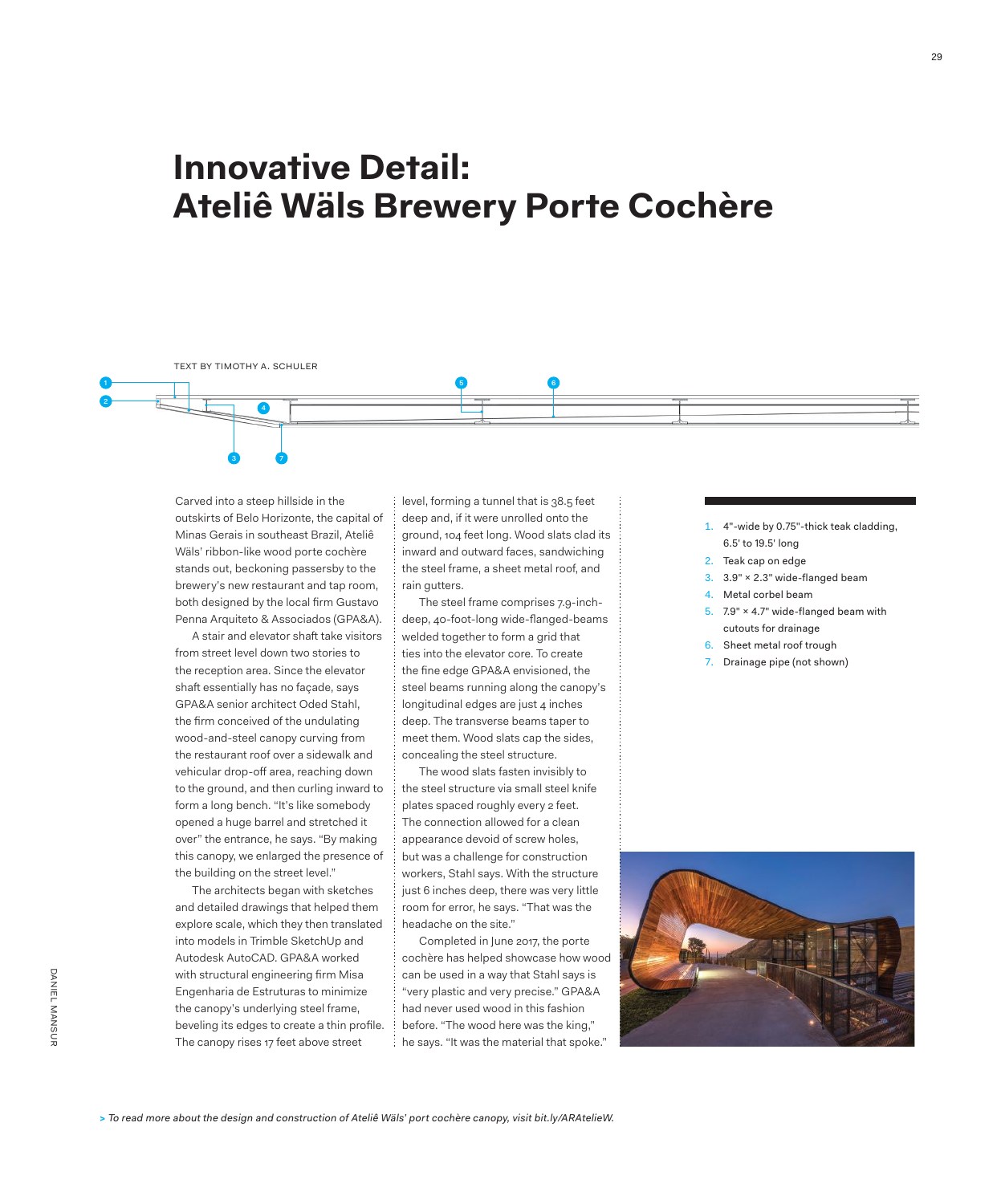# Innovative Detail: Ateliê Wäls Brewery Porte Cochère

TEXT BY TIMOTHY A. SCHULER

1
2
3
4
5
6
7

Carved into a steep hillside in the outskirts of Belo Horizonte, the capital of Minas Gerais in southeast Brazil, Ateliê Wäls' ribbon-like wood porte cochère stands out, beckoning passersby to the brewery's new restaurant and tap room, both designed by the local firm Gustavo Penna Arquiteto & Associados (GPA&A).

A stair and elevator shaft take visitors from street level down two stories to the reception area. Since the elevator shaft essentially has no façade, says GPA&A senior architect Oded Stahl, the firm conceived of the undulating wood-and-steel canopy curving from the restaurant roof over a sidewalk and vehicular drop-off area, reaching down to the ground, and then curling inward to form a long bench. "It's like somebody opened a huge barrel and stretched it over" the entrance, he says. "By making this canopy, we enlarged the presence of the building on the street level."

The architects began with sketches and detailed drawings that helped them explore scale, which they then translated into models in Trimble SketchUp and Autodesk AutoCAD. GPA&A worked with structural engineering firm Misa Engenharia de Estruturas to minimize the canopy's underlying steel frame, beveling its edges to create a thin profile. The canopy rises 17 feet above street level, forming a tunnel that is 38.5 feet deep and, if it were unrolled onto the ground, 104 feet long. Wood slats clad its inward and outward faces, sandwiching the steel frame, a sheet metal roof, and rain gutters.

The steel frame comprises 7.9-inch-deep, 40-foot-long wide-flanged-beams welded together to form a grid that ties into the elevator core. To create the fine edge GPA&A envisioned, the steel beams running along the canopy's longitudinal edges are just 4 inches deep. The transverse beams taper to meet them. Wood slats cap the sides, concealing the steel structure.

The wood slats fasten invisibly to the steel structure via small steel knife plates spaced roughly every 2 feet. The connection allowed for a clean appearance devoid of screw holes, but was a challenge for construction workers, Stahl says. With the structure just 6 inches deep, there was very little room for error, he says. "That was the headache on the site."

Completed in June 2017, the porte cochère has helped showcase how wood can be used in a way that Stahl says is "very plastic and very precise." GPA&A had never used wood in this fashion before. "The wood here was the king," he says. "It was the material that spoke."

1. 4"-wide by 0.75"-thick teak cladding, 6.5' to 19.5' long
2. Teak cap on edge
3. 3.9" × 2.3" wide-flanged beam
4. Metal corbel beam
5. 7.9" × 4.7" wide-flanged beam with cutouts for drainage
6. Sheet metal roof trough
7. Drainage pipe (not shown)

DANIEL MANSUR

> *To read more about the design and construction of Ateliê Wäls' port cochère canopy, visit bit.ly/ARAtelieW.*